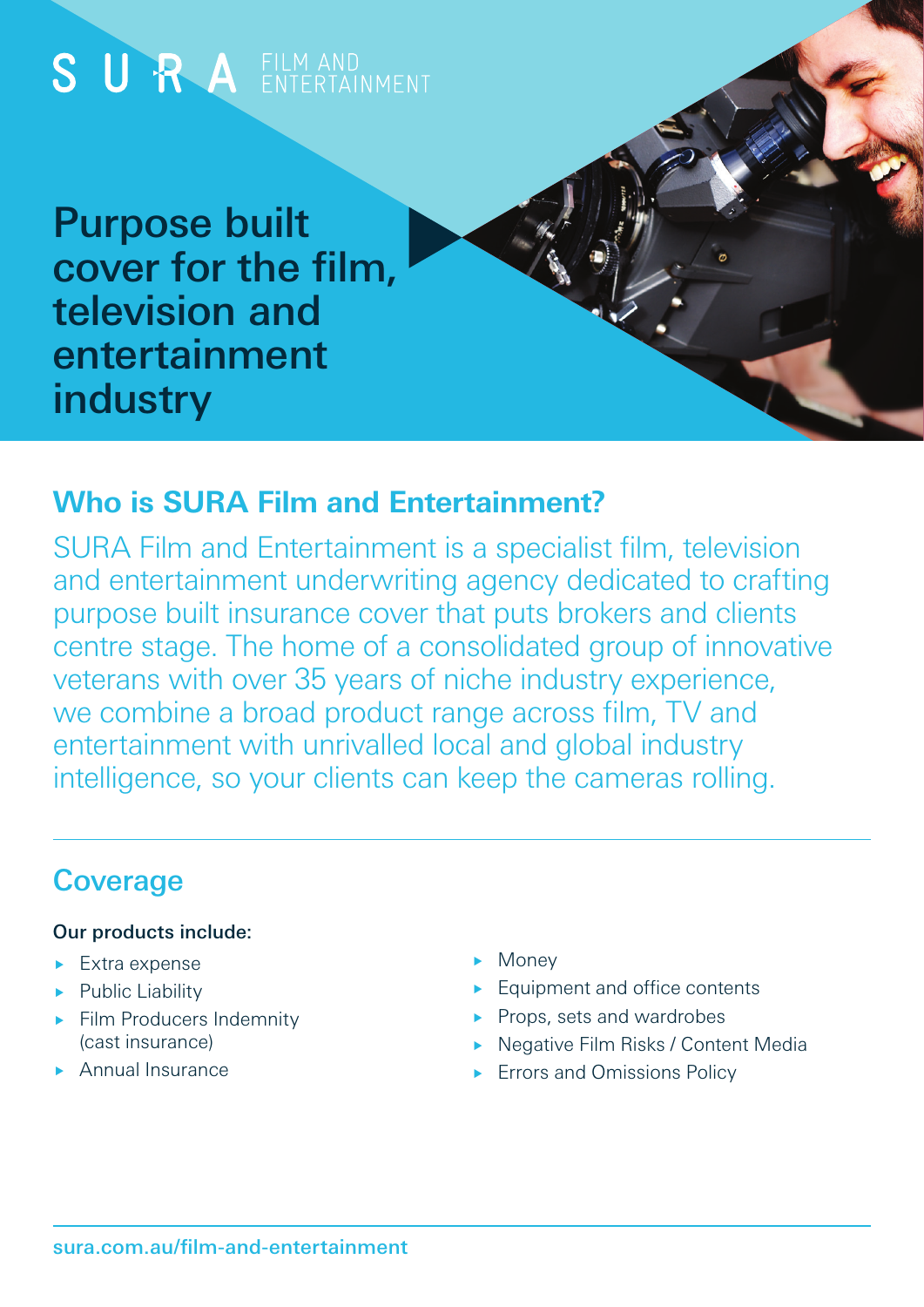SURA FILM AND ENTERTAINMENT

# Purpose built cover for the film, television and entertainment industry

## Who is SURA Film and Entertainment?

SURA Film and Entertainment is a specialist film, television and entertainment underwriting agency dedicated to crafting purpose built insurance cover that puts brokers and clients centre stage. The home of a consolidated group of innovative veterans with over 35 years of niche industry experience, we combine a broad product range across film, TV and entertainment with unrivalled local and global industry intelligence, so your clients can keep the cameras rolling.

## Coverage

**Our products include:**

- Extra expense
- Public Liability
- Film Producers Indemnity (cast insurance)
- Annual Insurance
- Money
- Equipment and office contents
- Props, sets and wardrobes
- Negative Film Risks / Content Media
- Errors and Omissions Policy

sura.com.au/film-and-entertainment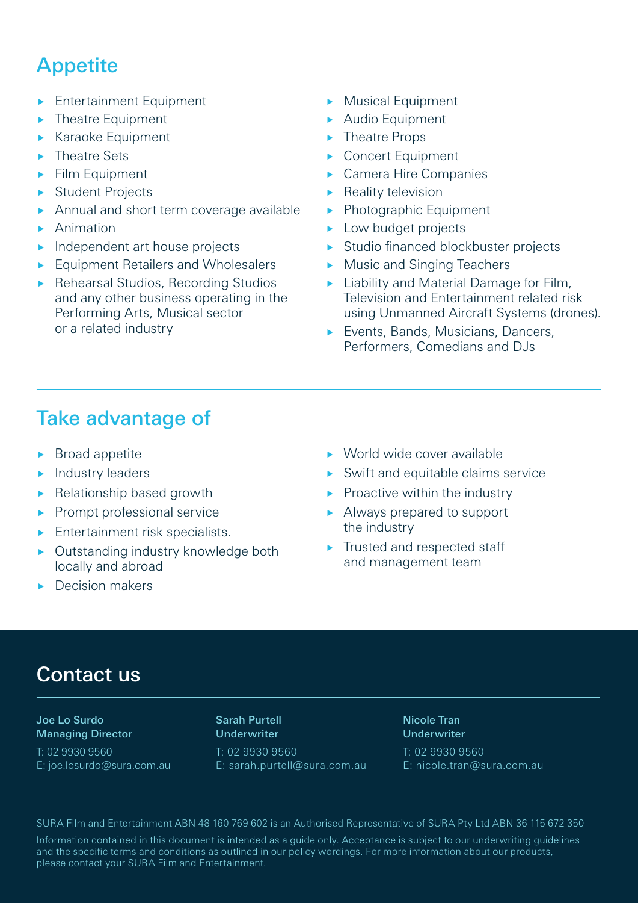## Appetite

- Entertainment Equipment
- Theatre Equipment
- Karaoke Equipment
- Theatre Sets
- Film Equipment
- Student Projects
- Annual and short term coverage available
- Animation
- Independent art house projects
- Equipment Retailers and Wholesalers
- Rehearsal Studios, Recording Studios and any other business operating in the Performing Arts, Musical sector or a related industry
- Musical Equipment
- Audio Equipment
- Theatre Props
- Concert Equipment
- Camera Hire Companies
- Reality television
- Photographic Equipment
- Low budget projects
- Studio financed blockbuster projects
- Music and Singing Teachers
- Liability and Material Damage for Film, Television and Entertainment related risk using Unmanned Aircraft Systems (drones).
- Events, Bands, Musicians, Dancers, Performers, Comedians and DJs

## Take advantage of

- Broad appetite
- Industry leaders
- Relationship based growth
- Prompt professional service
- Entertainment risk specialists.
- Outstanding industry knowledge both locally and abroad
- Decision makers
- World wide cover available
- Swift and equitable claims service
- Proactive within the industry
- Always prepared to support the industry
- Trusted and respected staff and management team

## Contact us

**Joe Lo Surdo**
**Managing Director**
T: 02 9930 9560
E: joe.losurdo@sura.com.au

**Sarah Purtell**
**Underwriter**
T: 02 9930 9560
E: sarah.purtell@sura.com.au

**Nicole Tran**
**Underwriter**
T: 02 9930 9560
E: nicole.tran@sura.com.au

SURA Film and Entertainment ABN 48 160 769 602 is an Authorised Representative of SURA Pty Ltd ABN 36 115 672 350

Information contained in this document is intended as a guide only. Acceptance is subject to our underwriting guidelines and the specific terms and conditions as outlined in our policy wordings. For more information about our products, please contact your SURA Film and Entertainment.